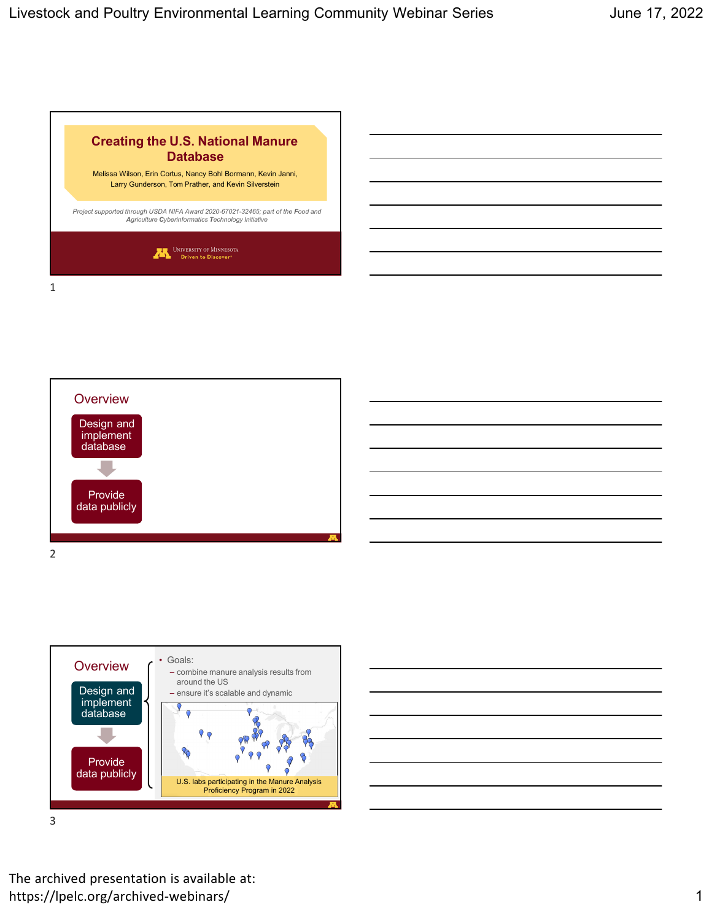## Creating the U.S. National Manure Database

Melissa Wilson, Erin Cortus, Nancy Bohl Bormann, Kevin Janni, Larry Gunderson, Tom Prather, and Kevin Silverstein

*Project supported through USDA NIFA Award 2020-67021-32465; part of the **F**ood and **A**griculture **C**yberinformatics **T**echnology Initiative*

University of Minnesota — Driven to Discover

1

## Overview

- Design and implement database
- Provide data publicly

2

## Overview

- Design and implement database
- Provide data publicly

- Goals:
  - combine manure analysis results from around the US
  - ensure it's scalable and dynamic

U.S. labs participating in the Manure Analysis Proficiency Program in 2022

3

The archived presentation is available at: https://lpelc.org/archived-webinars/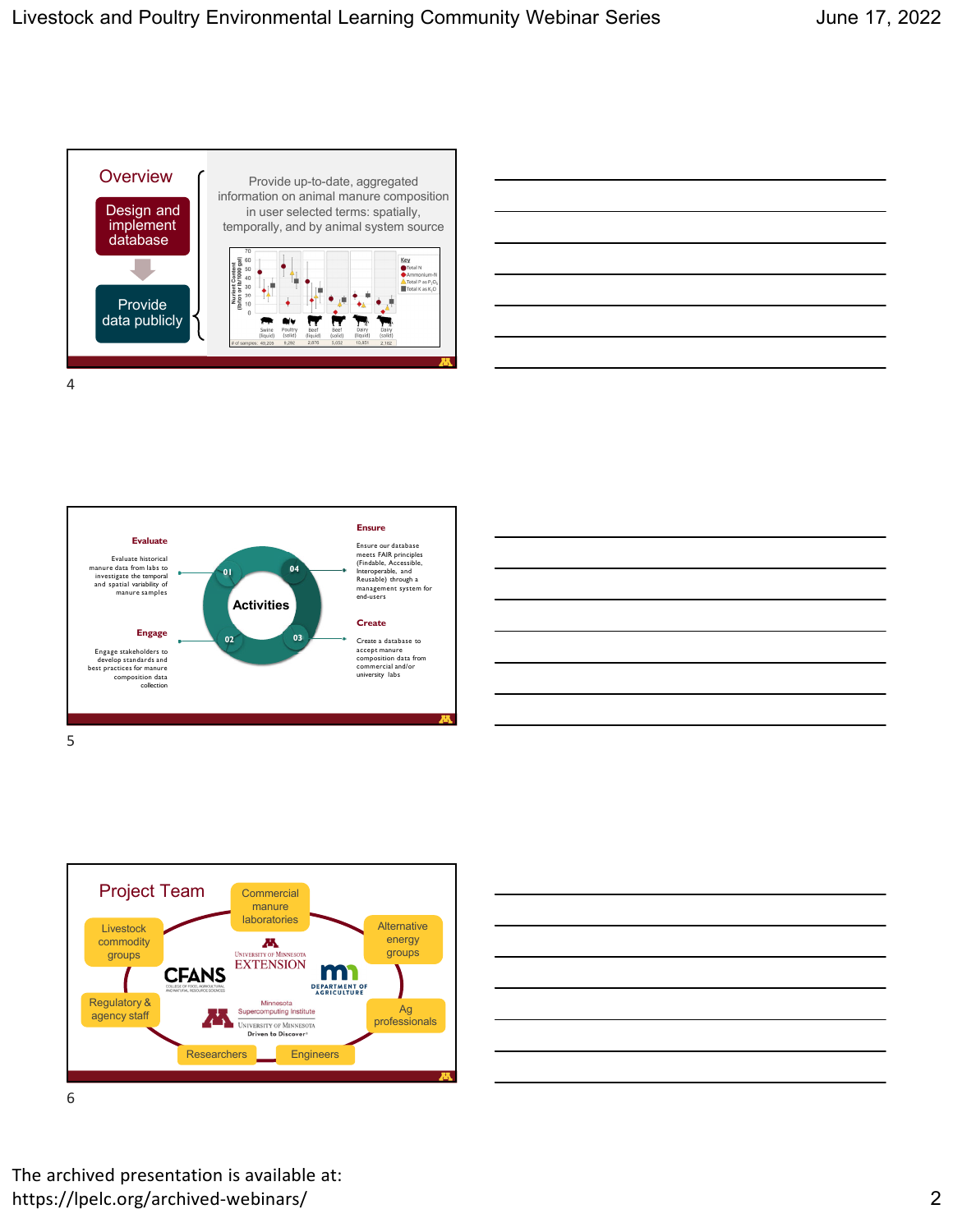## Overview

Design and implement database

Provide data publicly

Provide up-to-date, aggregated information on animal manure composition in user selected terms: spatially, temporally, and by animal system source

4

## Activities

**Evaluate**

Evaluate historical manure data from labs to investigate the temporal and spatial variability of manure samples

**Engage**

Engage stakeholders to develop standards and best practices for manure composition data collection

**Ensure**

Ensure our database meets FAIR principles (Findable, Accessible, Interoperable, and Reusable) through a management system for end-users

**Create**

Create a database to accept manure composition data from commercial and/or university labs

5

## Project Team

- Commercial manure laboratories
- Alternative energy groups
- Ag professionals
- Engineers
- Researchers
- Regulatory & agency staff
- Livestock commodity groups

CFANS; University of Minnesota Extension; Minnesota Department of Agriculture; Minnesota Supercomputing Institute; University of Minnesota Driven to Discover

6

The archived presentation is available at: https://lpelc.org/archived-webinars/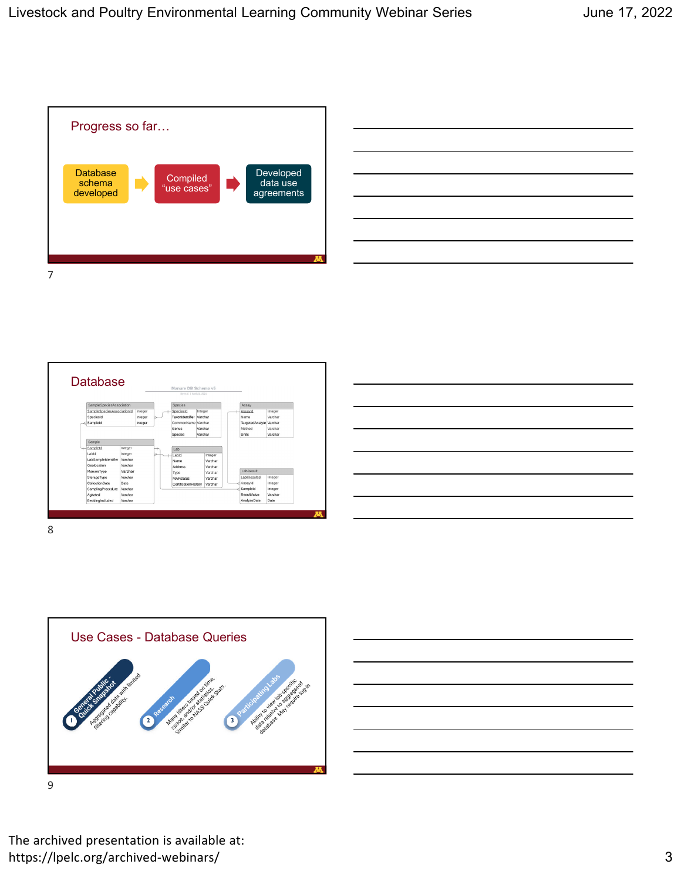## Progress so far…

Database schema developed → Compiled "use cases" → Developed data use agreements

## Database

Manure DB Schema v5

| SampleSpeciesAssociation | |
|---|---|
| SampleSpeciesAssociationId | Integer |
| SpeciesId | Integer |
| SampleId | Integer |

| Species | |
|---|---|
| SpeciesId | Integer |
| TaxonIdentifier | Varchar |
| CommonName | Varchar |
| Genus | Varchar |
| Species | Varchar |

| Assay | |
|---|---|
| AssayId | Integer |
| Name | Varchar |
| TargetedAnalyte | Varchar |
| Method | Varchar |
| Units | Varchar |

| Sample | |
|---|---|
| SampleId | Integer |
| LabId | Integer |
| LabSampleIdentifier | Varchar |
| Geolocation | Varchar |
| ManureType | Varchar |
| StorageType | Varchar |
| CollectionDate | Date |
| SamplingProcedure | Varchar |
| Agitated | Varchar |
| BeddingIncluded | Varchar |

| Lab | |
|---|---|
| LabId | Integer |
| Name | Varchar |
| Address | Varchar |
| Type | Varchar |
| MAPstatus | Varchar |
| CertificationHistory | Varchar |

| LabResult | |
|---|---|
| LabResultId | Integer |
| AssayId | Integer |
| SampleId | Integer |
| ResultValue | Varchar |
| AnalyzeDate | Date |

## Use Cases - Database Queries

1. **General Public - Quick Snapshot**: Aggregated data with limited filtering capability.
2. **Research**: Many filters based on time, space, and/or statistics. Similar to NASS Quick Stats.
3. **Participating Labs**: Ability to view lab-specific data relative to aggregated database. May require log-in.

The archived presentation is available at: https://lpelc.org/archived-webinars/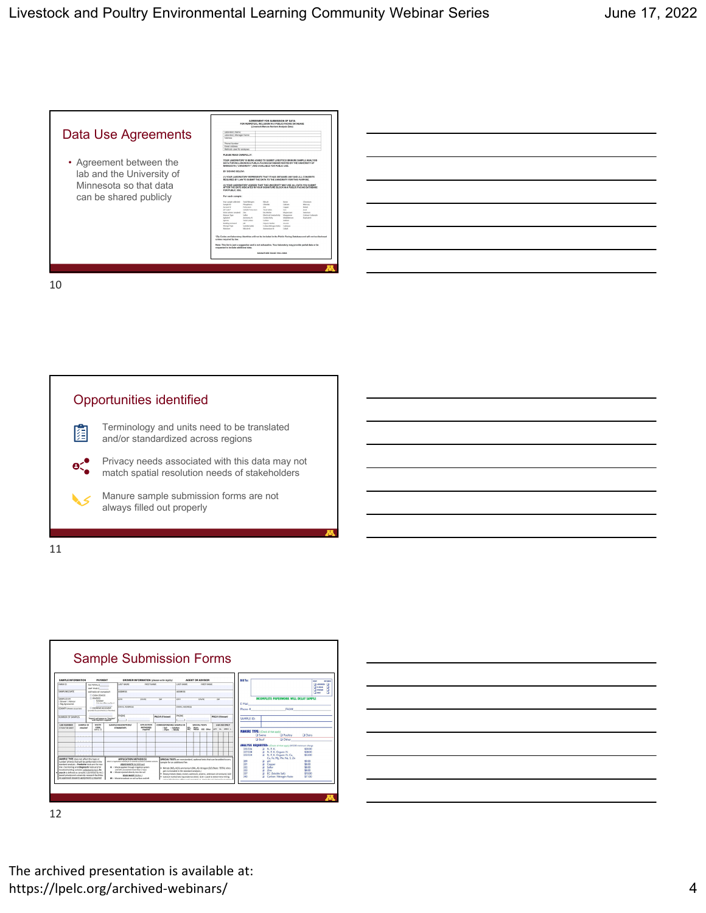## Data Use Agreements

- Agreement between the lab and the University of Minnesota so that data can be shared publicly

## Opportunities identified

- Terminology and units need to be translated and/or standardized across regions
- Privacy needs associated with this data may not match spatial resolution needs of stakeholders
- Manure sample submission forms are not always filled out properly

## Sample Submission Forms

The archived presentation is available at:
https://lpelc.org/archived-webinars/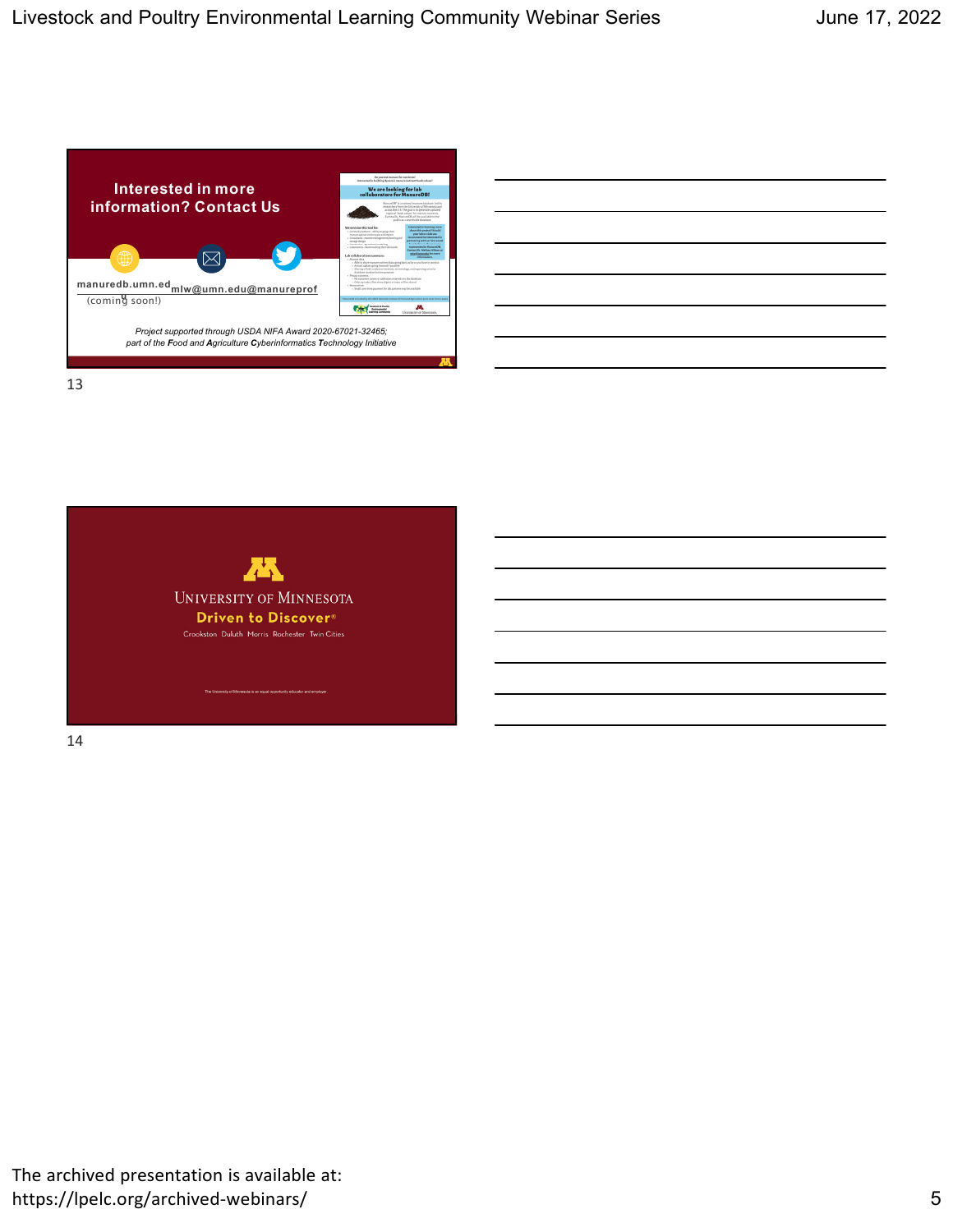## Interested in more information? Contact Us

manuredb.umn.edu (coming soon!)

mlw@umn.edu

@manureprof

*Project supported through USDA NIFA Award 2020-67021-32465; part of the **F**ood and **A**griculture **C**yberinformatics **T**echnology Initiative*

13

UNIVERSITY OF MINNESOTA

**Driven to Discover®**

Crookston Duluth Morris Rochester Twin Cities

The University of Minnesota is an equal opportunity educator and employer.

14

The archived presentation is available at:
https://lpelc.org/archived-webinars/